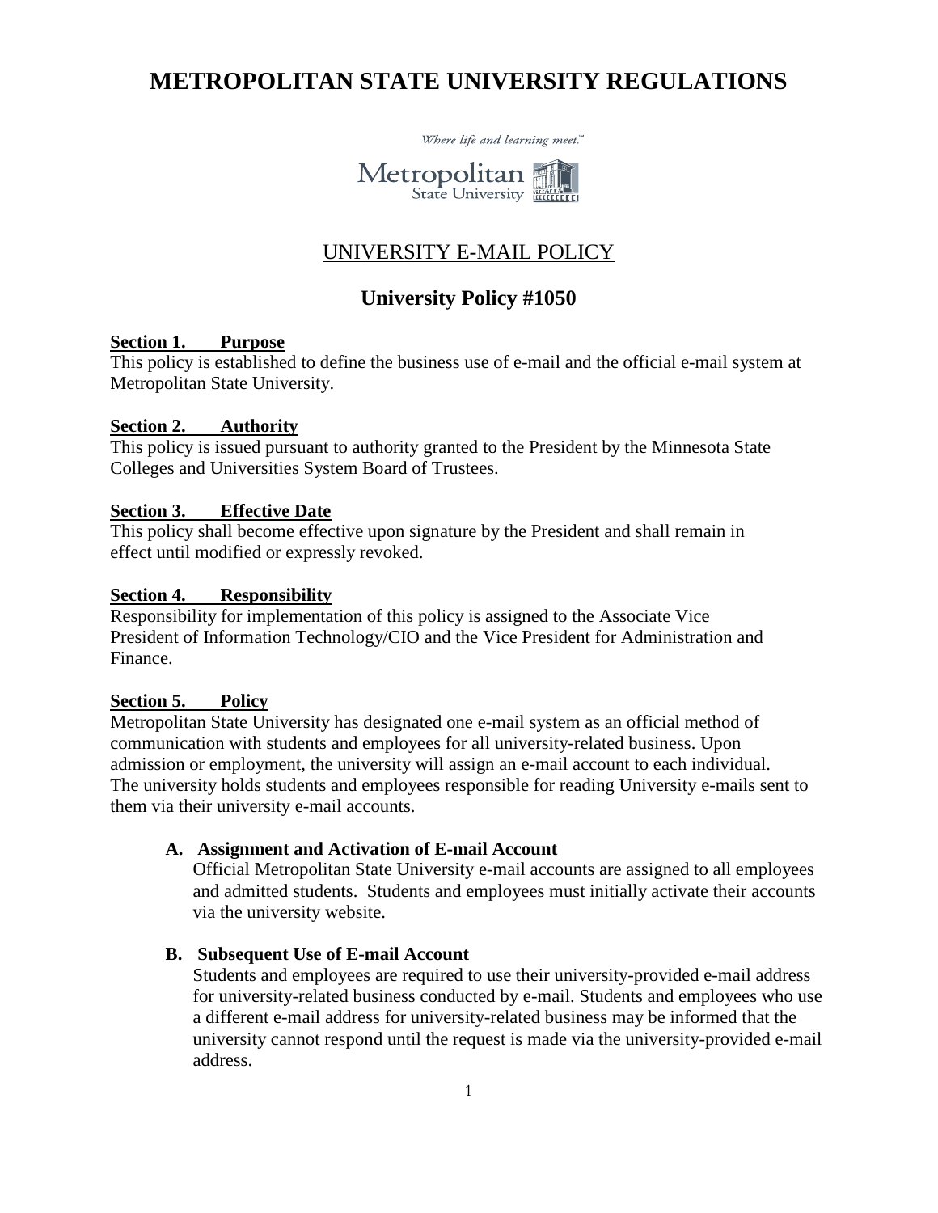# METROPOLITAN STATE UNIVERSITY REGULATIONS

*Where life and learning meet.*

Metropolitan State University

## UNIVERSITY E-MAIL POLICY

## University Policy #1050

**Section 1. Purpose**

This policy is established to define the business use of e-mail and the official e-mail system at Metropolitan State University.

**Section 2. Authority**

This policy is issued pursuant to authority granted to the President by the Minnesota State Colleges and Universities System Board of Trustees.

**Section 3. Effective Date**

This policy shall become effective upon signature by the President and shall remain in effect until modified or expressly revoked.

**Section 4. Responsibility**

Responsibility for implementation of this policy is assigned to the Associate Vice President of Information Technology/CIO and the Vice President for Administration and Finance.

**Section 5. Policy**

Metropolitan State University has designated one e-mail system as an official method of communication with students and employees for all university-related business. Upon admission or employment, the university will assign an e-mail account to each individual. The university holds students and employees responsible for reading University e-mails sent to them via their university e-mail accounts.

**A. Assignment and Activation of E-mail Account**

Official Metropolitan State University e-mail accounts are assigned to all employees and admitted students. Students and employees must initially activate their accounts via the university website.

**B. Subsequent Use of E-mail Account**

Students and employees are required to use their university-provided e-mail address for university-related business conducted by e-mail. Students and employees who use a different e-mail address for university-related business may be informed that the university cannot respond until the request is made via the university-provided e-mail address.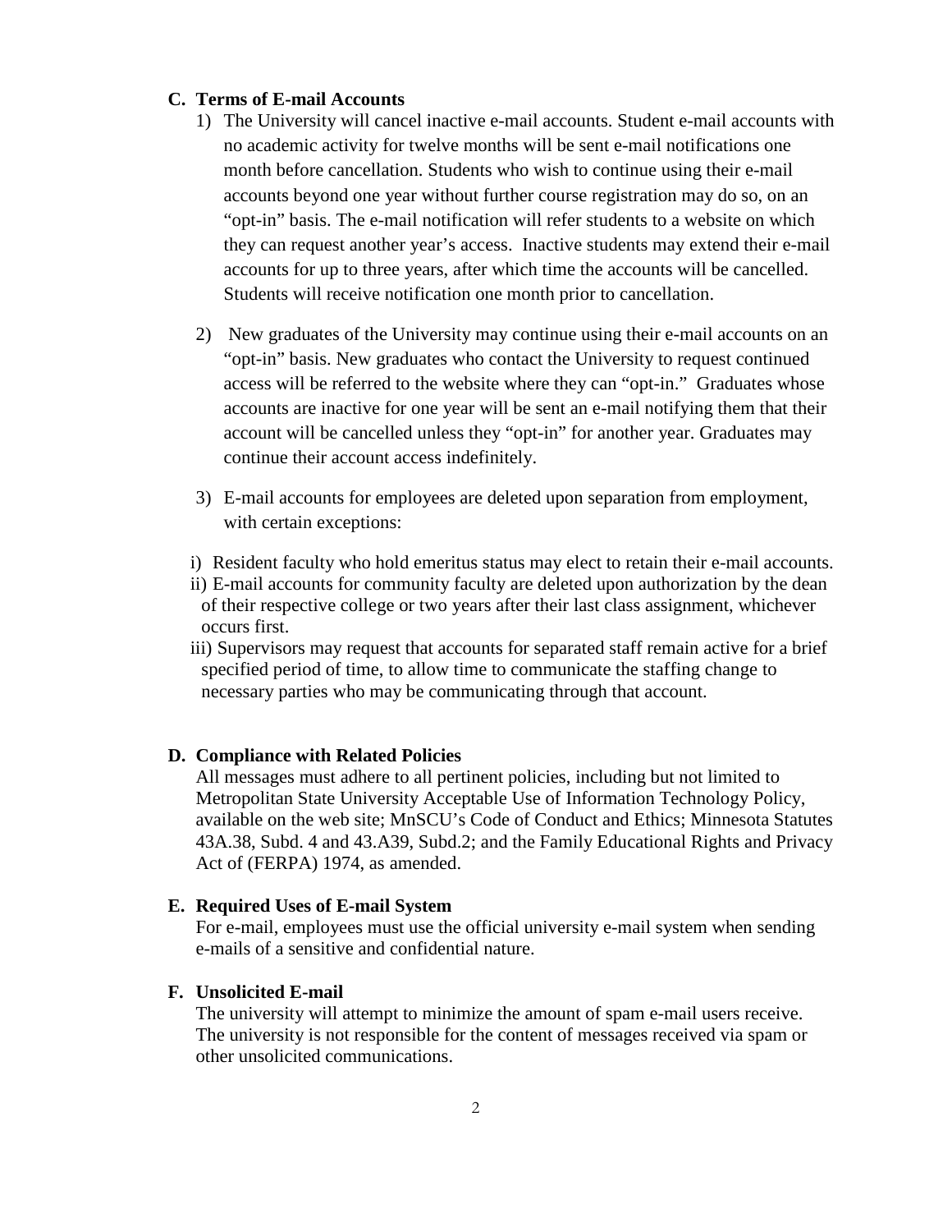### C. Terms of E-mail Accounts

1) The University will cancel inactive e-mail accounts. Student e-mail accounts with no academic activity for twelve months will be sent e-mail notifications one month before cancellation. Students who wish to continue using their e-mail accounts beyond one year without further course registration may do so, on an "opt-in" basis. The e-mail notification will refer students to a website on which they can request another year's access. Inactive students may extend their e-mail accounts for up to three years, after which time the accounts will be cancelled. Students will receive notification one month prior to cancellation.

2) New graduates of the University may continue using their e-mail accounts on an "opt-in" basis. New graduates who contact the University to request continued access will be referred to the website where they can "opt-in." Graduates whose accounts are inactive for one year will be sent an e-mail notifying them that their account will be cancelled unless they "opt-in" for another year. Graduates may continue their account access indefinitely.

3) E-mail accounts for employees are deleted upon separation from employment, with certain exceptions:

i) Resident faculty who hold emeritus status may elect to retain their e-mail accounts.

ii) E-mail accounts for community faculty are deleted upon authorization by the dean of their respective college or two years after their last class assignment, whichever occurs first.

iii) Supervisors may request that accounts for separated staff remain active for a brief specified period of time, to allow time to communicate the staffing change to necessary parties who may be communicating through that account.

### D. Compliance with Related Policies

All messages must adhere to all pertinent policies, including but not limited to Metropolitan State University Acceptable Use of Information Technology Policy, available on the web site; MnSCU's Code of Conduct and Ethics; Minnesota Statutes 43A.38, Subd. 4 and 43.A39, Subd.2; and the Family Educational Rights and Privacy Act of (FERPA) 1974, as amended.

### E. Required Uses of E-mail System

For e-mail, employees must use the official university e-mail system when sending e-mails of a sensitive and confidential nature.

### F. Unsolicited E-mail

The university will attempt to minimize the amount of spam e-mail users receive. The university is not responsible for the content of messages received via spam or other unsolicited communications.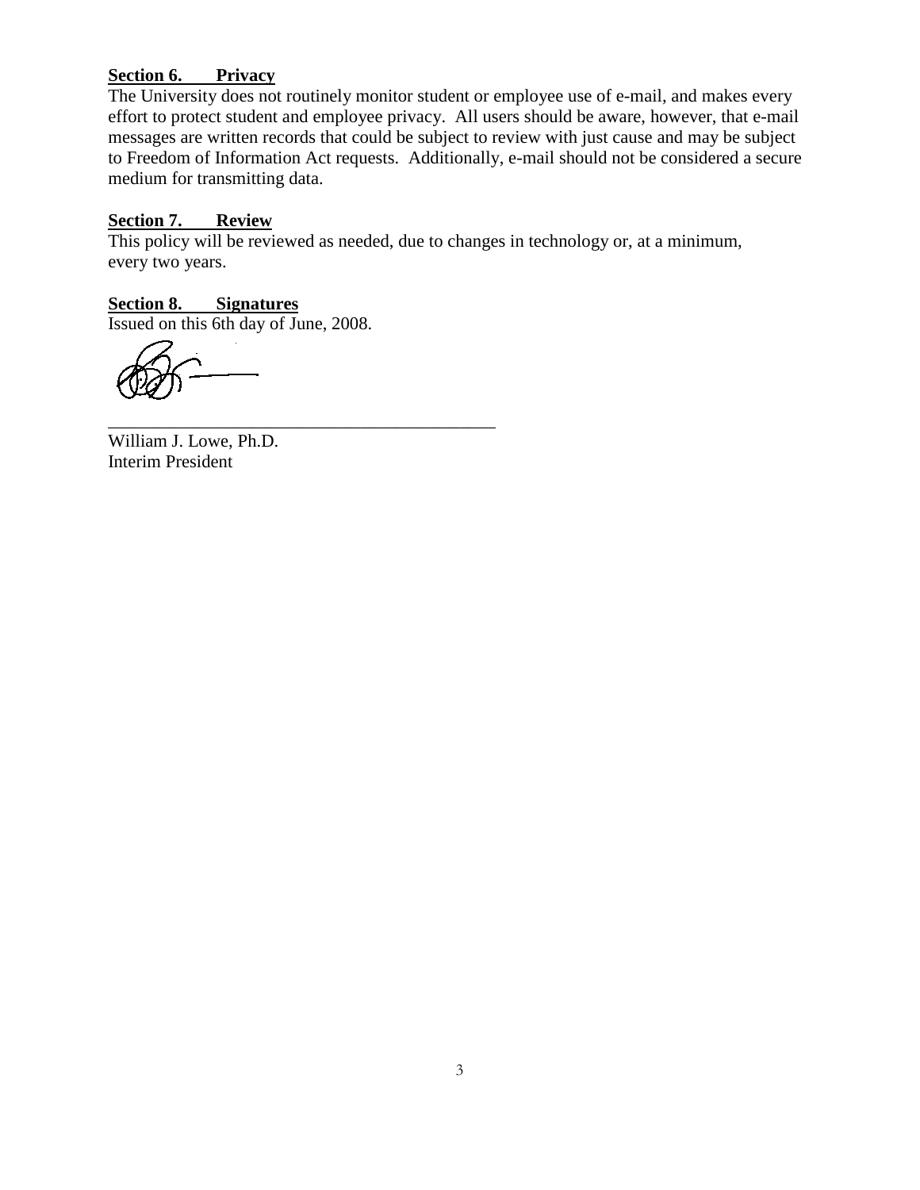**Section 6. Privacy**

The University does not routinely monitor student or employee use of e-mail, and makes every effort to protect student and employee privacy. All users should be aware, however, that e-mail messages are written records that could be subject to review with just cause and may be subject to Freedom of Information Act requests. Additionally, e-mail should not be considered a secure medium for transmitting data.

**Section 7. Review**

This policy will be reviewed as needed, due to changes in technology or, at a minimum, every two years.

**Section 8. Signatures**

Issued on this 6th day of June, 2008.

\_\_\_\_\_\_\_\_\_\_\_\_\_\_\_\_\_\_\_\_\_\_\_\_\_\_\_\_\_\_\_\_\_\_\_\_\_\_\_\_\_\_\_\_

William J. Lowe, Ph.D.
Interim President